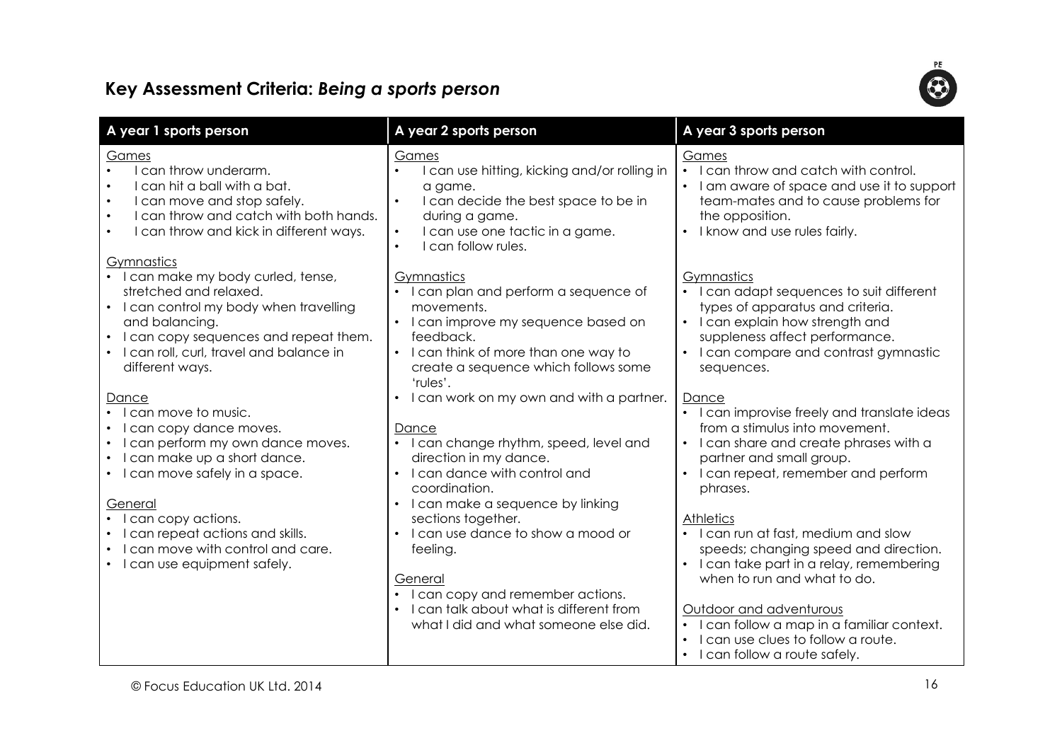# Key Assessment Criteria: *Being a sports person*

| A year 1 sports person | A year 2 sports person | A year 3 sports person |
| --- | --- | --- |
| <u>Games</u><br>• I can throw underarm.<br>• I can hit a ball with a bat.<br>• I can move and stop safely.<br>• I can throw and catch with both hands.<br>• I can throw and kick in different ways.<br><br><u>Gymnastics</u><br>• I can make my body curled, tense, stretched and relaxed.<br>• I can control my body when travelling and balancing.<br>• I can copy sequences and repeat them.<br>• I can roll, curl, travel and balance in different ways.<br><br><u>Dance</u><br>• I can move to music.<br>• I can copy dance moves.<br>• I can perform my own dance moves.<br>• I can make up a short dance.<br>• I can move safely in a space.<br><br><u>General</u><br>• I can copy actions.<br>• I can repeat actions and skills.<br>• I can move with control and care.<br>• I can use equipment safely. | <u>Games</u><br>• I can use hitting, kicking and/or rolling in a game.<br>• I can decide the best space to be in during a game.<br>• I can use one tactic in a game.<br>• I can follow rules.<br><br><u>Gymnastics</u><br>• I can plan and perform a sequence of movements.<br>• I can improve my sequence based on feedback.<br>• I can think of more than one way to create a sequence which follows some 'rules'.<br>• I can work on my own and with a partner.<br><br><u>Dance</u><br>• I can change rhythm, speed, level and direction in my dance.<br>• I can dance with control and coordination.<br>• I can make a sequence by linking sections together.<br>• I can use dance to show a mood or feeling.<br><br><u>General</u><br>• I can copy and remember actions.<br>• I can talk about what is different from what I did and what someone else did. | <u>Games</u><br>• I can throw and catch with control.<br>• I am aware of space and use it to support team-mates and to cause problems for the opposition.<br>• I know and use rules fairly.<br><br><u>Gymnastics</u><br>• I can adapt sequences to suit different types of apparatus and criteria.<br>• I can explain how strength and suppleness affect performance.<br>• I can compare and contrast gymnastic sequences.<br><br><u>Dance</u><br>• I can improvise freely and translate ideas from a stimulus into movement.<br>• I can share and create phrases with a partner and small group.<br>• I can repeat, remember and perform phrases.<br><br><u>Athletics</u><br>• I can run at fast, medium and slow speeds; changing speed and direction.<br>• I can take part in a relay, remembering when to run and what to do.<br><br><u>Outdoor and adventurous</u><br>• I can follow a map in a familiar context.<br>• I can use clues to follow a route.<br>• I can follow a route safely. |

© Focus Education UK Ltd. 2014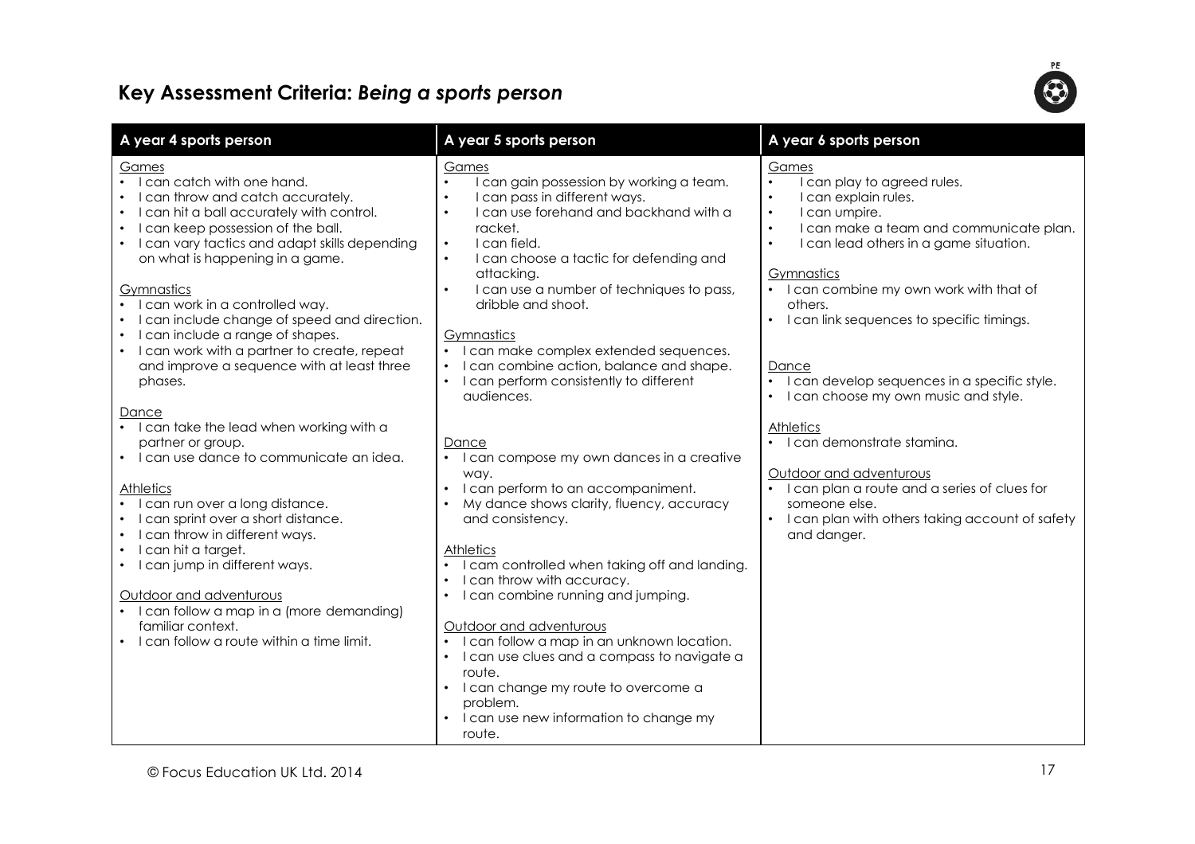## Key Assessment Criteria: *Being a sports person*

| A year 4 sports person | A year 5 sports person | A year 6 sports person |
|---|---|---|
| Games<br>• I can catch with one hand.<br>• I can throw and catch accurately.<br>• I can hit a ball accurately with control.<br>• I can keep possession of the ball.<br>• I can vary tactics and adapt skills depending on what is happening in a game.<br><br>Gymnastics<br>• I can work in a controlled way.<br>• I can include change of speed and direction.<br>• I can include a range of shapes.<br>• I can work with a partner to create, repeat and improve a sequence with at least three phases.<br><br>Dance<br>• I can take the lead when working with a partner or group.<br>• I can use dance to communicate an idea.<br><br>Athletics<br>• I can run over a long distance.<br>• I can sprint over a short distance.<br>• I can throw in different ways.<br>• I can hit a target.<br>• I can jump in different ways.<br><br>Outdoor and adventurous<br>• I can follow a map in a (more demanding) familiar context.<br>• I can follow a route within a time limit. | Games<br>• I can gain possession by working a team.<br>• I can pass in different ways.<br>• I can use forehand and backhand with a racket.<br>• I can field.<br>• I can choose a tactic for defending and attacking.<br>• I can use a number of techniques to pass, dribble and shoot.<br><br>Gymnastics<br>• I can make complex extended sequences.<br>• I can combine action, balance and shape.<br>• I can perform consistently to different audiences.<br><br>Dance<br>• I can compose my own dances in a creative way.<br>• I can perform to an accompaniment.<br>• My dance shows clarity, fluency, accuracy and consistency.<br><br>Athletics<br>• I cam controlled when taking off and landing.<br>• I can throw with accuracy.<br>• I can combine running and jumping.<br><br>Outdoor and adventurous<br>• I can follow a map in an unknown location.<br>• I can use clues and a compass to navigate a route.<br>• I can change my route to overcome a problem.<br>• I can use new information to change my route. | Games<br>• I can play to agreed rules.<br>• I can explain rules.<br>• I can umpire.<br>• I can make a team and communicate plan.<br>• I can lead others in a game situation.<br><br>Gymnastics<br>• I can combine my own work with that of others.<br>• I can link sequences to specific timings.<br><br>Dance<br>• I can develop sequences in a specific style.<br>• I can choose my own music and style.<br><br>Athletics<br>• I can demonstrate stamina.<br><br>Outdoor and adventurous<br>• I can plan a route and a series of clues for someone else.<br>• I can plan with others taking account of safety and danger. |

© Focus Education UK Ltd. 2014